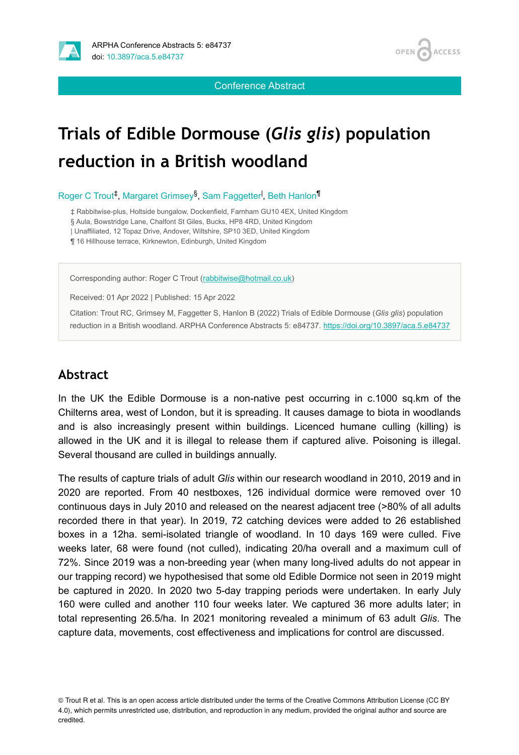Conference Abstract

# Trials of Edible Dormouse (*Glis glis*) population reduction in a British woodland

Roger C Trout[‡], Margaret Grimsey[§], Sam Faggetter[|], Beth Hanlon[¶]

‡ Rabbitwise-plus, Holtside bungalow, Dockenfield, Farnham GU10 4EX, United Kingdom
§ Aula, Bowstridge Lane, Chalfont St Giles, Bucks, HP8 4RD, United Kingdom
| Unaffiliated, 12 Topaz Drive, Andover, Wiltshire, SP10 3ED, United Kingdom
¶ 16 Hillhouse terrace, Kirknewton, Edinburgh, United Kingdom

Corresponding author: Roger C Trout (rabbitwise@hotmail.co.uk)

Received: 01 Apr 2022 | Published: 15 Apr 2022

Citation: Trout RC, Grimsey M, Faggetter S, Hanlon B (2022) Trials of Edible Dormouse (*Glis glis*) population reduction in a British woodland. ARPHA Conference Abstracts 5: e84737. https://doi.org/10.3897/aca.5.e84737

## Abstract

In the UK the Edible Dormouse is a non-native pest occurring in c.1000 sq.km of the Chilterns area, west of London, but it is spreading. It causes damage to biota in woodlands and is also increasingly present within buildings. Licenced humane culling (killing) is allowed in the UK and it is illegal to release them if captured alive. Poisoning is illegal. Several thousand are culled in buildings annually.

The results of capture trials of adult *Glis* within our research woodland in 2010, 2019 and in 2020 are reported. From 40 nestboxes, 126 individual dormice were removed over 10 continuous days in July 2010 and released on the nearest adjacent tree (>80% of all adults recorded there in that year). In 2019, 72 catching devices were added to 26 established boxes in a 12ha. semi-isolated triangle of woodland. In 10 days 169 were culled. Five weeks later, 68 were found (not culled), indicating 20/ha overall and a maximum cull of 72%. Since 2019 was a non-breeding year (when many long-lived adults do not appear in our trapping record) we hypothesised that some old Edible Dormice not seen in 2019 might be captured in 2020. In 2020 two 5-day trapping periods were undertaken. In early July 160 were culled and another 110 four weeks later. We captured 36 more adults later; in total representing 26.5/ha. In 2021 monitoring revealed a minimum of 63 adult *Glis*. The capture data, movements, cost effectiveness and implications for control are discussed.

© Trout R et al. This is an open access article distributed under the terms of the Creative Commons Attribution License (CC BY 4.0), which permits unrestricted use, distribution, and reproduction in any medium, provided the original author and source are credited.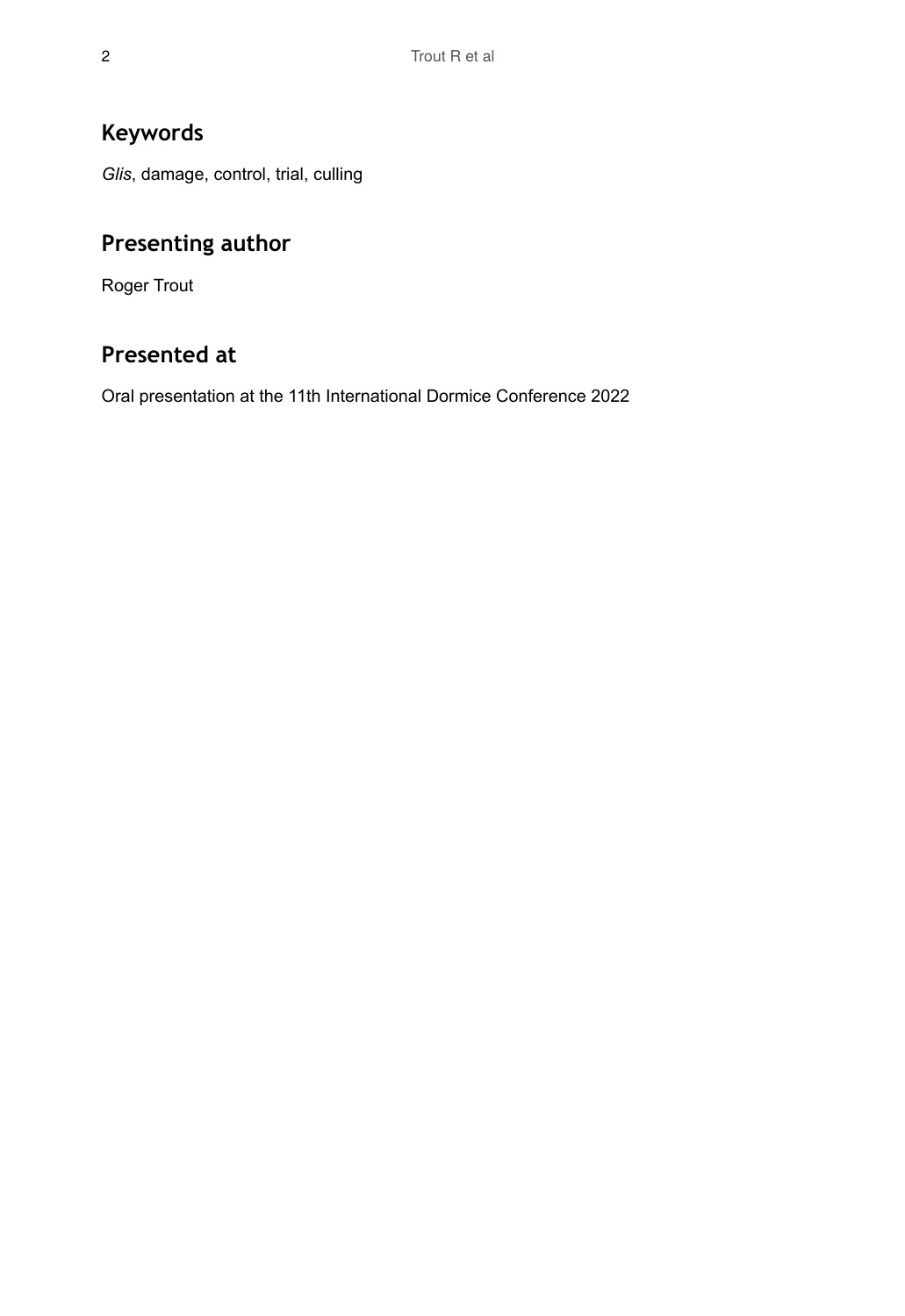## Keywords

*Glis*, damage, control, trial, culling

## Presenting author

Roger Trout

## Presented at

Oral presentation at the 11th International Dormice Conference 2022